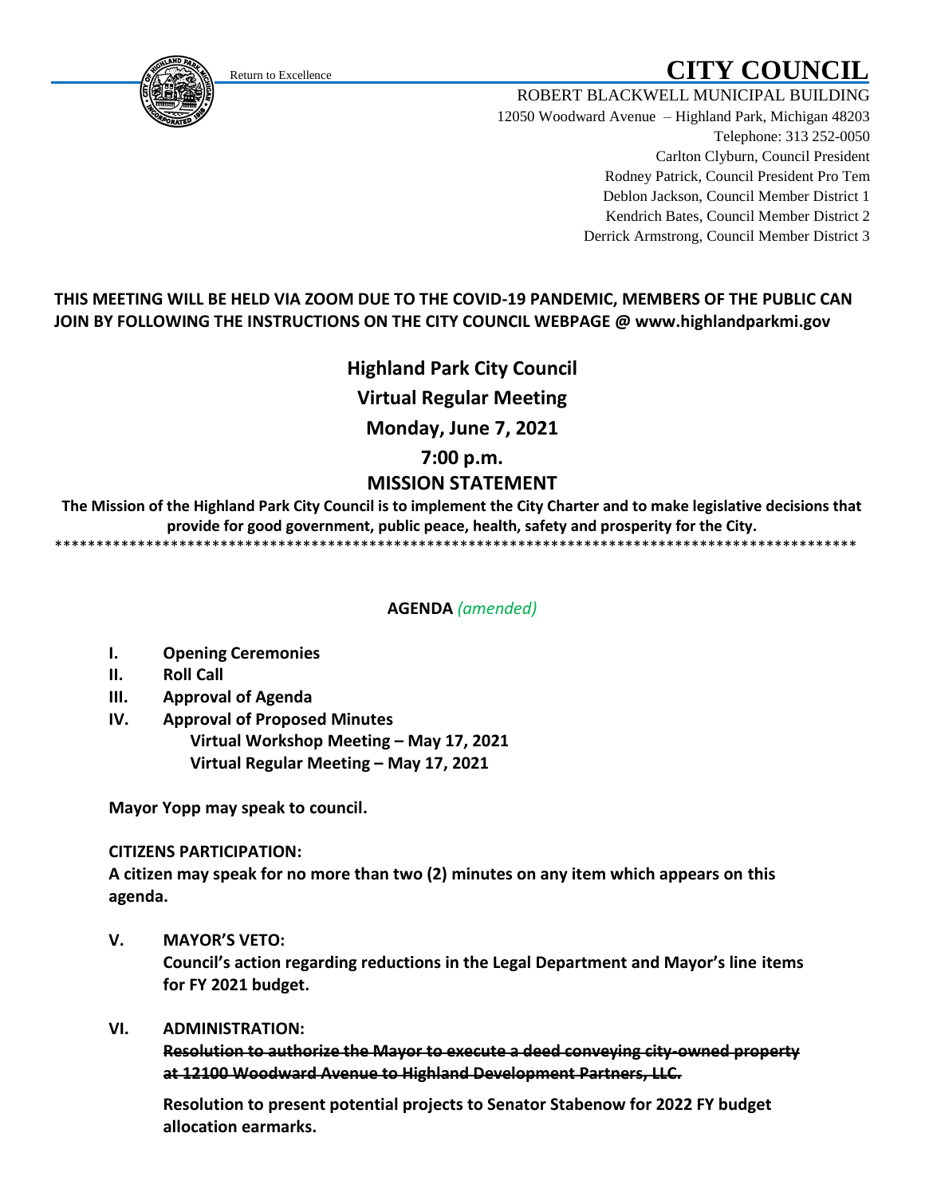Return to Excellence

# CITY COUNCIL

ROBERT BLACKWELL MUNICIPAL BUILDING
12050 Woodward Avenue – Highland Park, Michigan 48203
Telephone: 313 252-0050
Carlton Clyburn, Council President
Rodney Patrick, Council President Pro Tem
Deblon Jackson, Council Member District 1
Kendrich Bates, Council Member District 2
Derrick Armstrong, Council Member District 3

**THIS MEETING WILL BE HELD VIA ZOOM DUE TO THE COVID-19 PANDEMIC, MEMBERS OF THE PUBLIC CAN JOIN BY FOLLOWING THE INSTRUCTIONS ON THE CITY COUNCIL WEBPAGE @ www.highlandparkmi.gov**

## Highland Park City Council

## Virtual Regular Meeting

## Monday, June 7, 2021

## 7:00 p.m.

## MISSION STATEMENT

**The Mission of the Highland Park City Council is to implement the City Charter and to make legislative decisions that provide for good government, public peace, health, safety and prosperity for the City.**

\*\*\*\*\*\*\*\*\*\*\*\*\*\*\*\*\*\*\*\*\*\*\*\*\*\*\*\*\*\*\*\*\*\*\*\*\*\*\*\*\*\*\*\*\*\*\*\*\*\*\*\*\*\*\*\*\*\*\*\*\*\*\*\*\*\*\*\*\*\*\*\*\*\*\*\*\*\*\*\*\*\*\*\*\*\*\*\*\*\*\*\*\*\*\*\*\*\*\*\*

**AGENDA** *(amended)*

**I. Opening Ceremonies**

**II. Roll Call**

**III. Approval of Agenda**

**IV. Approval of Proposed Minutes**
**Virtual Workshop Meeting – May 17, 2021**
**Virtual Regular Meeting – May 17, 2021**

**Mayor Yopp may speak to council.**

**CITIZENS PARTICIPATION:**
**A citizen may speak for no more than two (2) minutes on any item which appears on this agenda.**

**V. MAYOR'S VETO:**
**Council's action regarding reductions in the Legal Department and Mayor's line items for FY 2021 budget.**

**VI. ADMINISTRATION:**
~~**Resolution to authorize the Mayor to execute a deed conveying city-owned property at 12100 Woodward Avenue to Highland Development Partners, LLC.**~~

**Resolution to present potential projects to Senator Stabenow for 2022 FY budget allocation earmarks.**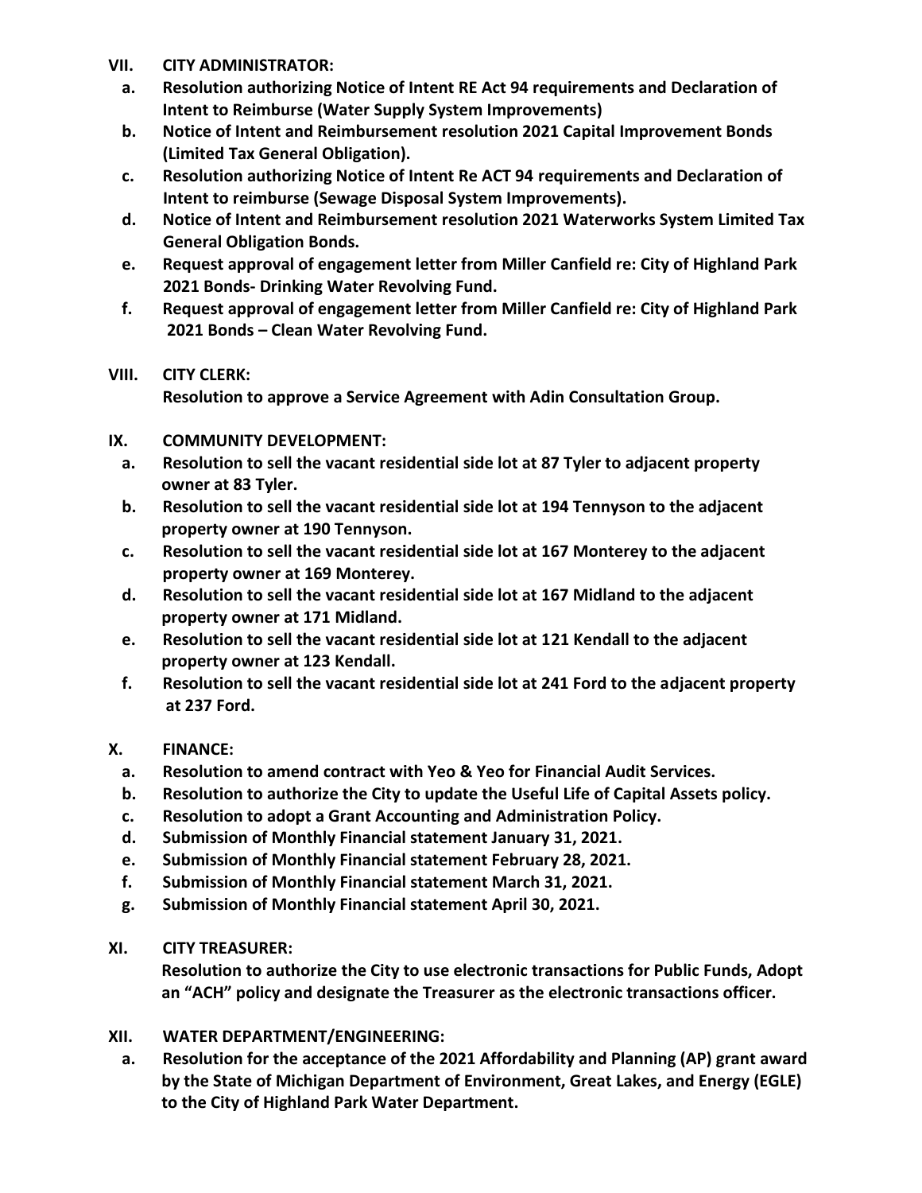**VII. CITY ADMINISTRATOR:**

- **a. Resolution authorizing Notice of Intent RE Act 94 requirements and Declaration of Intent to Reimburse (Water Supply System Improvements)**
- **b. Notice of Intent and Reimbursement resolution 2021 Capital Improvement Bonds (Limited Tax General Obligation).**
- **c. Resolution authorizing Notice of Intent Re ACT 94 requirements and Declaration of Intent to reimburse (Sewage Disposal System Improvements).**
- **d. Notice of Intent and Reimbursement resolution 2021 Waterworks System Limited Tax General Obligation Bonds.**
- **e. Request approval of engagement letter from Miller Canfield re: City of Highland Park 2021 Bonds- Drinking Water Revolving Fund.**
- **f. Request approval of engagement letter from Miller Canfield re: City of Highland Park 2021 Bonds – Clean Water Revolving Fund.**

**VIII. CITY CLERK:**

**Resolution to approve a Service Agreement with Adin Consultation Group.**

**IX. COMMUNITY DEVELOPMENT:**

- **a. Resolution to sell the vacant residential side lot at 87 Tyler to adjacent property owner at 83 Tyler.**
- **b. Resolution to sell the vacant residential side lot at 194 Tennyson to the adjacent property owner at 190 Tennyson.**
- **c. Resolution to sell the vacant residential side lot at 167 Monterey to the adjacent property owner at 169 Monterey.**
- **d. Resolution to sell the vacant residential side lot at 167 Midland to the adjacent property owner at 171 Midland.**
- **e. Resolution to sell the vacant residential side lot at 121 Kendall to the adjacent property owner at 123 Kendall.**
- **f. Resolution to sell the vacant residential side lot at 241 Ford to the adjacent property at 237 Ford.**

**X. FINANCE:**

- **a. Resolution to amend contract with Yeo & Yeo for Financial Audit Services.**
- **b. Resolution to authorize the City to update the Useful Life of Capital Assets policy.**
- **c. Resolution to adopt a Grant Accounting and Administration Policy.**
- **d. Submission of Monthly Financial statement January 31, 2021.**
- **e. Submission of Monthly Financial statement February 28, 2021.**
- **f. Submission of Monthly Financial statement March 31, 2021.**
- **g. Submission of Monthly Financial statement April 30, 2021.**

**XI. CITY TREASURER:**

**Resolution to authorize the City to use electronic transactions for Public Funds, Adopt an "ACH" policy and designate the Treasurer as the electronic transactions officer.**

**XII. WATER DEPARTMENT/ENGINEERING:**

- **a. Resolution for the acceptance of the 2021 Affordability and Planning (AP) grant award by the State of Michigan Department of Environment, Great Lakes, and Energy (EGLE) to the City of Highland Park Water Department.**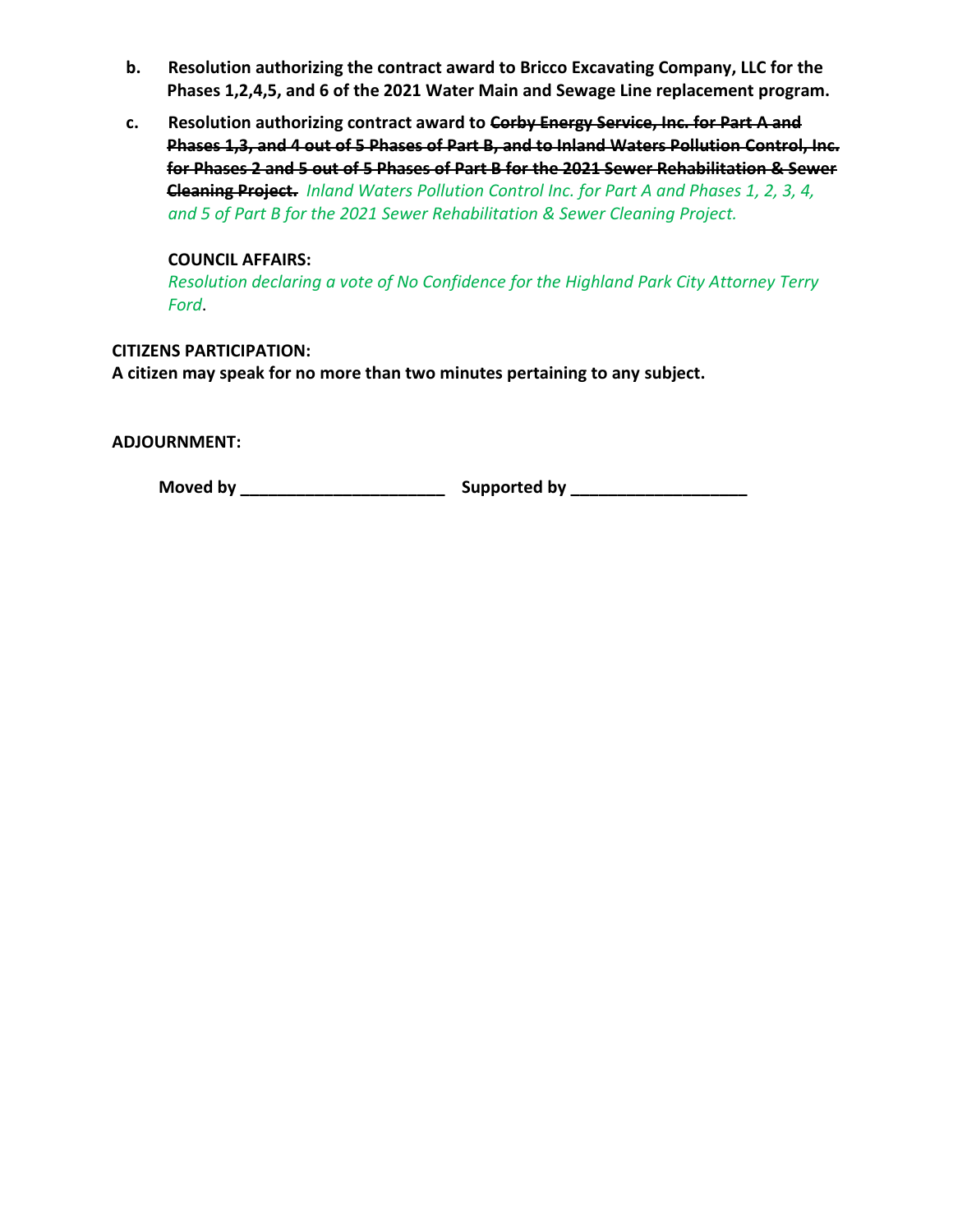b. **Resolution authorizing the contract award to Bricco Excavating Company, LLC for the Phases 1,2,4,5, and 6 of the 2021 Water Main and Sewage Line replacement program.**

c. **Resolution authorizing contract award to ~~Corby Energy Service, Inc. for Part A and Phases 1,3, and 4 out of 5 Phases of Part B, and to Inland Waters Pollution Control, Inc. for Phases 2 and 5 out of 5 Phases of Part B for the 2021 Sewer Rehabilitation & Sewer Cleaning Project.~~** *Inland Waters Pollution Control Inc. for Part A and Phases 1, 2, 3, 4, and 5 of Part B for the 2021 Sewer Rehabilitation & Sewer Cleaning Project.*

**COUNCIL AFFAIRS:**

*Resolution declaring a vote of No Confidence for the Highland Park City Attorney Terry Ford.*

**CITIZENS PARTICIPATION:**

**A citizen may speak for no more than two minutes pertaining to any subject.**

**ADJOURNMENT:**

**Moved by ______________________ Supported by ___________________**